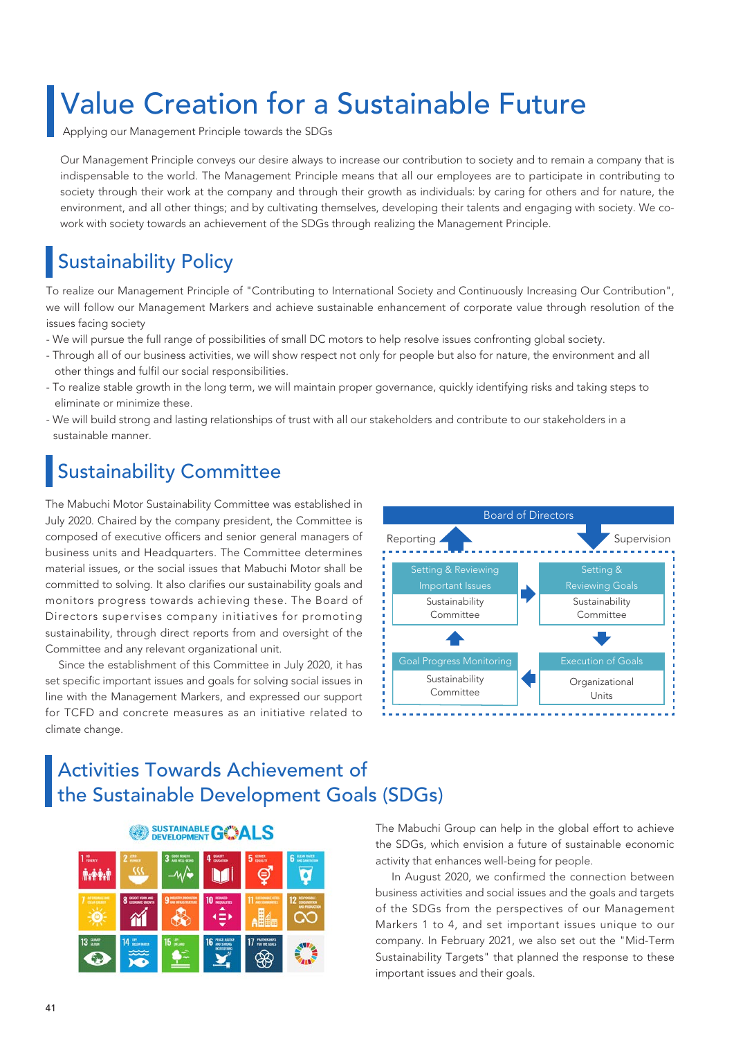# Value Creation for a Sustainable Future

Applying our Management Principle towards the SDGs

Our Management Principle conveys our desire always to increase our contribution to society and to remain a company that is indispensable to the world. The Management Principle means that all our employees are to participate in contributing to society through their work at the company and through their growth as individuals: by caring for others and for nature, the environment, and all other things; and by cultivating themselves, developing their talents and engaging with society. We co-work with society towards an achievement of the SDGs through realizing the Management Principle.

## Sustainability Policy

To realize our Management Principle of "Contributing to International Society and Continuously Increasing Our Contribution", we will follow our Management Markers and achieve sustainable enhancement of corporate value through resolution of the issues facing society

- We will pursue the full range of possibilities of small DC motors to help resolve issues confronting global society.
- Through all of our business activities, we will show respect not only for people but also for nature, the environment and all other things and fulfil our social responsibilities.
- To realize stable growth in the long term, we will maintain proper governance, quickly identifying risks and taking steps to eliminate or minimize these.
- We will build strong and lasting relationships of trust with all our stakeholders and contribute to our stakeholders in a sustainable manner.

## Sustainability Committee

The Mabuchi Motor Sustainability Committee was established in July 2020. Chaired by the company president, the Committee is composed of executive officers and senior general managers of business units and Headquarters. The Committee determines material issues, or the social issues that Mabuchi Motor shall be committed to solving. It also clarifies our sustainability goals and monitors progress towards achieving these. The Board of Directors supervises company initiatives for promoting sustainability, through direct reports from and oversight of the Committee and any relevant organizational unit.

Since the establishment of this Committee in July 2020, it has set specific important issues and goals for solving social issues in line with the Management Markers, and expressed our support for TCFD and concrete measures as an initiative related to climate change.

Board of Directors

Reporting ↑ ↓ Supervision

- Setting & Reviewing Important Issues — Sustainability Committee →
- Setting & Reviewing Goals — Sustainability Committee ↓
- Execution of Goals — Organizational Units ←
- Goal Progress Monitoring — Sustainability Committee ↑

## Activities Towards Achievement of the Sustainable Development Goals (SDGs)

The Mabuchi Group can help in the global effort to achieve the SDGs, which envision a future of sustainable economic activity that enhances well-being for people.

In August 2020, we confirmed the connection between business activities and social issues and the goals and targets of the SDGs from the perspectives of our Management Markers 1 to 4, and set important issues unique to our company. In February 2021, we also set out the "Mid-Term Sustainability Targets" that planned the response to these important issues and their goals.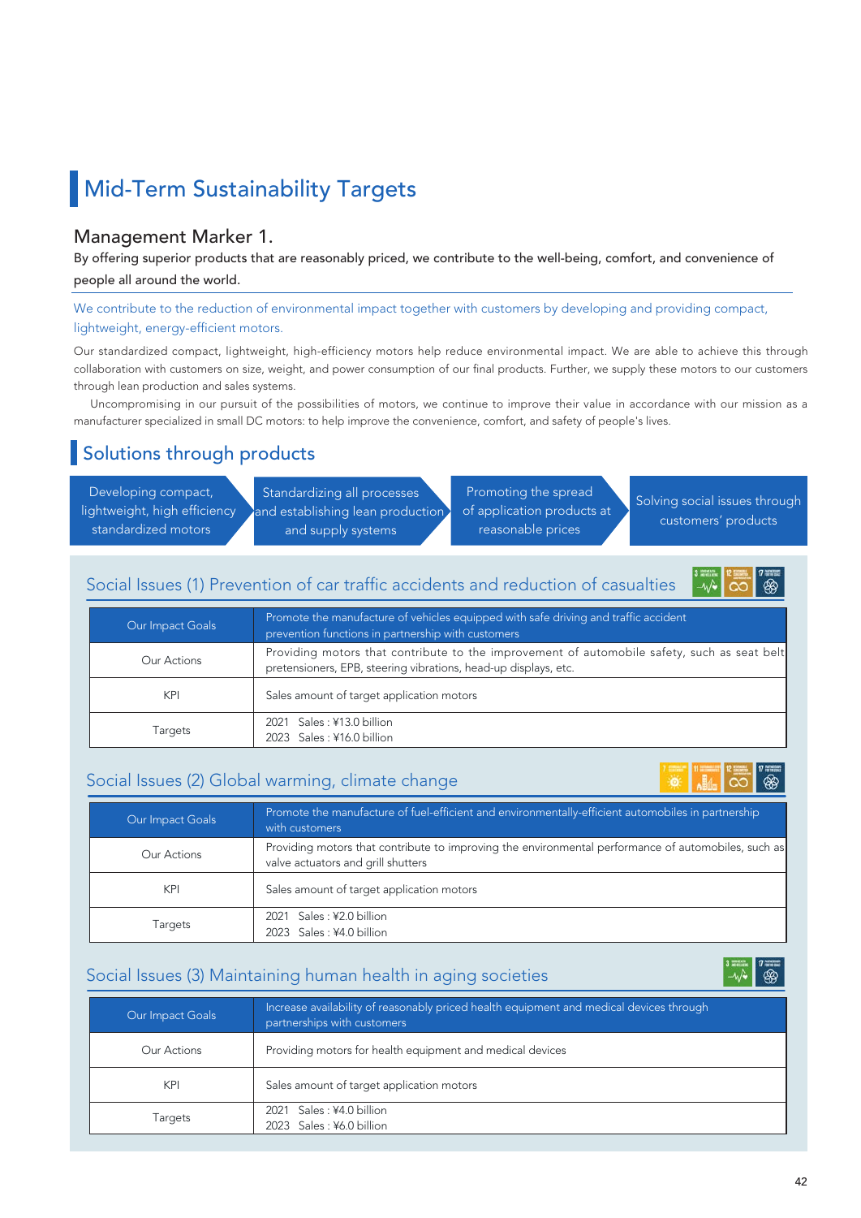# Mid-Term Sustainability Targets

## Management Marker 1.

**By offering superior products that are reasonably priced, we contribute to the well-being, comfort, and convenience of people all around the world.**

We contribute to the reduction of environmental impact together with customers by developing and providing compact, lightweight, energy-efficient motors.

Our standardized compact, lightweight, high-efficiency motors help reduce environmental impact. We are able to achieve this through collaboration with customers on size, weight, and power consumption of our final products. Further, we supply these motors to our customers through lean production and sales systems.

Uncompromising in our pursuit of the possibilities of motors, we continue to improve their value in accordance with our mission as a manufacturer specialized in small DC motors: to help improve the convenience, comfort, and safety of people's lives.

# Solutions through products

- Developing compact, lightweight, high efficiency standardized motors
- Standardizing all processes and establishing lean production and supply systems
- Promoting the spread of application products at reasonable prices
- Solving social issues through customers' products

## Social Issues (1) Prevention of car traffic accidents and reduction of casualties

| | |
|---|---|
| Our Impact Goals | Promote the manufacture of vehicles equipped with safe driving and traffic accident prevention functions in partnership with customers |
| Our Actions | Providing motors that contribute to the improvement of automobile safety, such as seat belt pretensioners, EPB, steering vibrations, head-up displays, etc. |
| KPI | Sales amount of target application motors |
| Targets | 2021 Sales : ¥13.0 billion<br>2023 Sales : ¥16.0 billion |

## Social Issues (2) Global warming, climate change

| | |
|---|---|
| Our Impact Goals | Promote the manufacture of fuel-efficient and environmentally-efficient automobiles in partnership with customers |
| Our Actions | Providing motors that contribute to improving the environmental performance of automobiles, such as valve actuators and grill shutters |
| KPI | Sales amount of target application motors |
| Targets | 2021 Sales : ¥2.0 billion<br>2023 Sales : ¥4.0 billion |

## Social Issues (3) Maintaining human health in aging societies

| | |
|---|---|
| Our Impact Goals | Increase availability of reasonably priced health equipment and medical devices through partnerships with customers |
| Our Actions | Providing motors for health equipment and medical devices |
| KPI | Sales amount of target application motors |
| Targets | 2021 Sales : ¥4.0 billion<br>2023 Sales : ¥6.0 billion |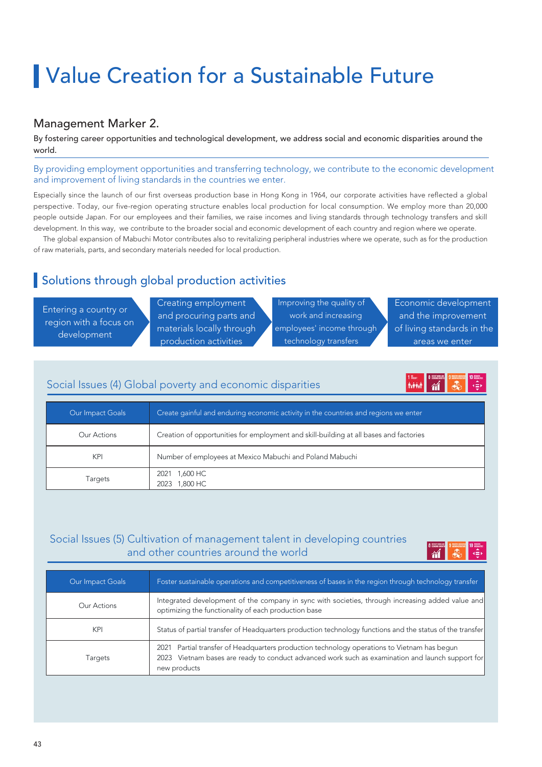# Value Creation for a Sustainable Future

## Management Marker 2.

By fostering career opportunities and technological development, we address social and economic disparities around the world.

By providing employment opportunities and transferring technology, we contribute to the economic development and improvement of living standards in the countries we enter.

Especially since the launch of our first overseas production base in Hong Kong in 1964, our corporate activities have reflected a global perspective. Today, our five-region operating structure enables local production for local consumption. We employ more than 20,000 people outside Japan. For our employees and their families, we raise incomes and living standards through technology transfers and skill development. In this way, we contribute to the broader social and economic development of each country and region where we operate.

The global expansion of Mabuchi Motor contributes also to revitalizing peripheral industries where we operate, such as for the production of raw materials, parts, and secondary materials needed for local production.

## Solutions through global production activities

Entering a country or region with a focus on development → Creating employment and procuring parts and materials locally through production activities → Improving the quality of work and increasing employees' income through technology transfers → Economic development and the improvement of living standards in the areas we enter

### Social Issues (4) Global poverty and economic disparities

| Our Impact Goals | Create gainful and enduring economic activity in the countries and regions we enter |
|---|---|
| Our Actions | Creation of opportunities for employment and skill-building at all bases and factories |
| KPI | Number of employees at Mexico Mabuchi and Poland Mabuchi |
| Targets | 2021 1,600 HC<br>2023 1,800 HC |

### Social Issues (5) Cultivation of management talent in developing countries and other countries around the world

| Our Impact Goals | Foster sustainable operations and competitiveness of bases in the region through technology transfer |
|---|---|
| Our Actions | Integrated development of the company in sync with societies, through increasing added value and optimizing the functionality of each production base |
| KPI | Status of partial transfer of Headquarters production technology functions and the status of the transfer |
| Targets | 2021 Partial transfer of Headquarters production technology operations to Vietnam has begun<br>2023 Vietnam bases are ready to conduct advanced work such as examination and launch support for new products |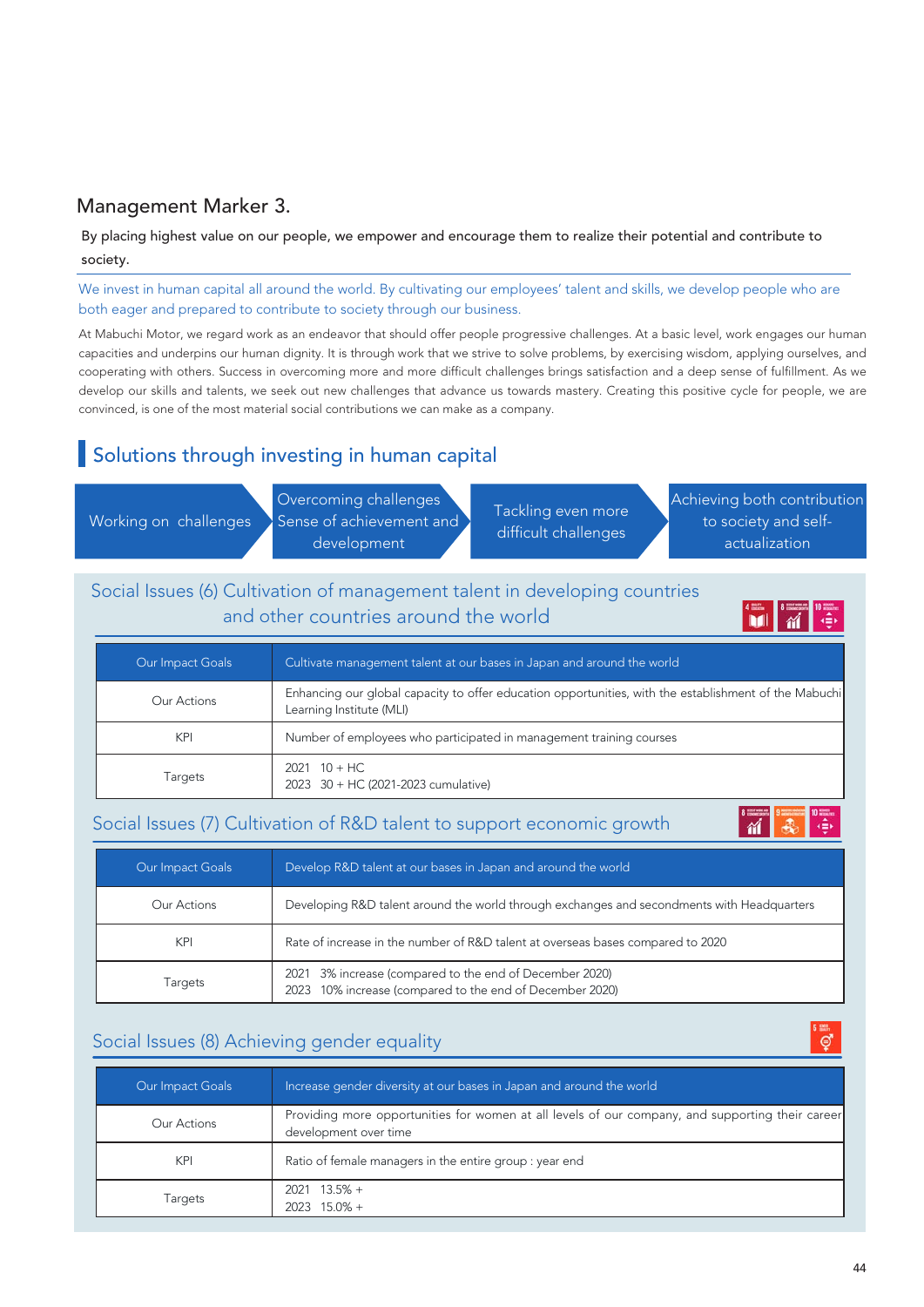## Management Marker 3.

By placing highest value on our people, we empower and encourage them to realize their potential and contribute to society.

We invest in human capital all around the world. By cultivating our employees' talent and skills, we develop people who are both eager and prepared to contribute to society through our business.

At Mabuchi Motor, we regard work as an endeavor that should offer people progressive challenges. At a basic level, work engages our human capacities and underpins our human dignity. It is through work that we strive to solve problems, by exercising wisdom, applying ourselves, and cooperating with others. Success in overcoming more and more difficult challenges brings satisfaction and a deep sense of fulfillment. As we develop our skills and talents, we seek out new challenges that advance us towards mastery. Creating this positive cycle for people, we are convinced, is one of the most material social contributions we can make as a company.

## Solutions through investing in human capital

Working on challenges → Overcoming challenges Sense of achievement and development → Tackling even more difficult challenges → Achieving both contribution to society and self-actualization

### Social Issues (6) Cultivation of management talent in developing countries and other countries around the world

| Our Impact Goals | Cultivate management talent at our bases in Japan and around the world |
|---|---|
| Our Actions | Enhancing our global capacity to offer education opportunities, with the establishment of the Mabuchi Learning Institute (MLI) |
| KPI | Number of employees who participated in management training courses |
| Targets | 2021 10 + HC<br>2023 30 + HC (2021-2023 cumulative) |

### Social Issues (7) Cultivation of R&D talent to support economic growth

| Our Impact Goals | Develop R&D talent at our bases in Japan and around the world |
|---|---|
| Our Actions | Developing R&D talent around the world through exchanges and secondments with Headquarters |
| KPI | Rate of increase in the number of R&D talent at overseas bases compared to 2020 |
| Targets | 2021 3% increase (compared to the end of December 2020)<br>2023 10% increase (compared to the end of December 2020) |

### Social Issues (8) Achieving gender equality

| Our Impact Goals | Increase gender diversity at our bases in Japan and around the world |
|---|---|
| Our Actions | Providing more opportunities for women at all levels of our company, and supporting their career development over time |
| KPI | Ratio of female managers in the entire group : year end |
| Targets | 2021 13.5% +<br>2023 15.0% + |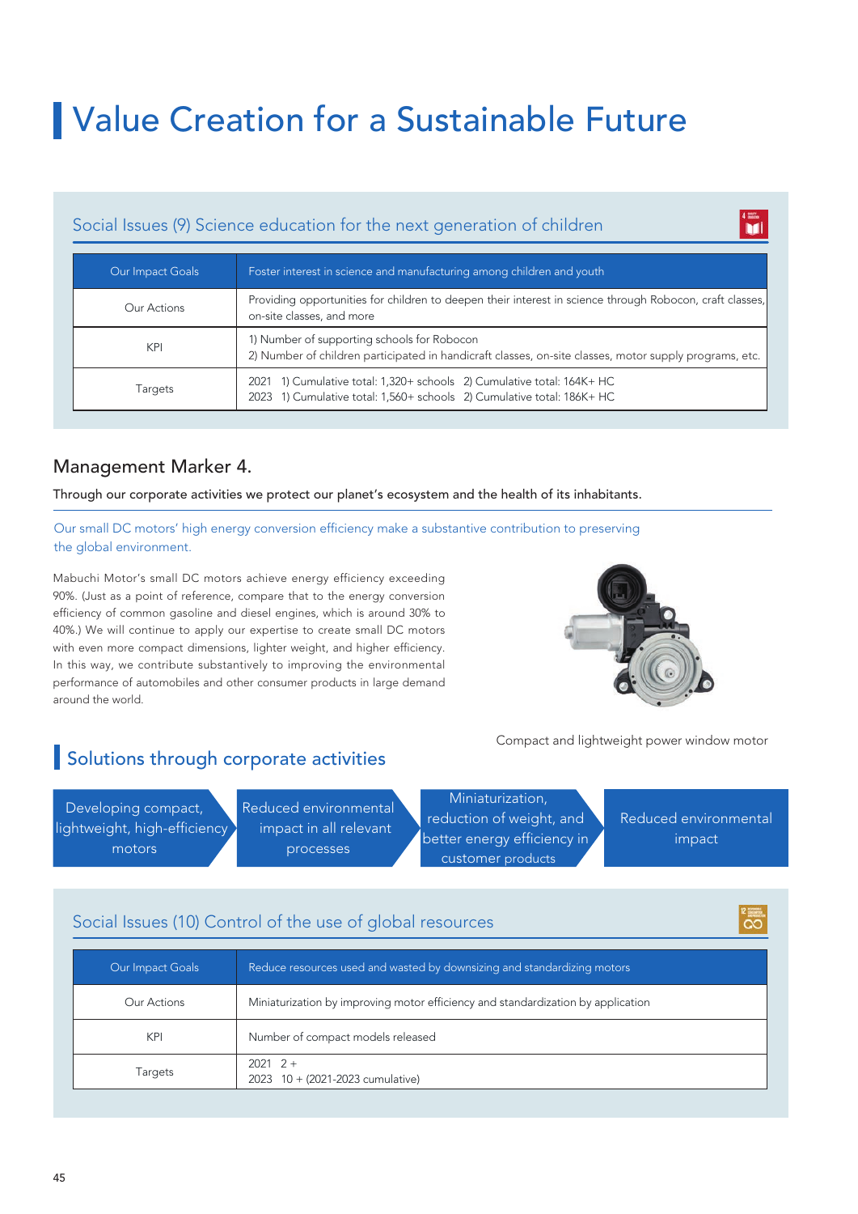# Value Creation for a Sustainable Future

## Social Issues (9) Science education for the next generation of children

| Our Impact Goals | Foster interest in science and manufacturing among children and youth |
|---|---|
| Our Actions | Providing opportunities for children to deepen their interest in science through Robocon, craft classes, on-site classes, and more |
| KPI | 1) Number of supporting schools for Robocon<br>2) Number of children participated in handicraft classes, on-site classes, motor supply programs, etc. |
| Targets | 2021 1) Cumulative total: 1,320+ schools 2) Cumulative total: 164K+ HC<br>2023 1) Cumulative total: 1,560+ schools 2) Cumulative total: 186K+ HC |

## Management Marker 4.

**Through our corporate activities we protect our planet's ecosystem and the health of its inhabitants.**

Our small DC motors' high energy conversion efficiency make a substantive contribution to preserving the global environment.

Mabuchi Motor's small DC motors achieve energy efficiency exceeding 90%. (Just as a point of reference, compare that to the energy conversion efficiency of common gasoline and diesel engines, which is around 30% to 40%.) We will continue to apply our expertise to create small DC motors with even more compact dimensions, lighter weight, and higher efficiency. In this way, we contribute substantively to improving the environmental performance of automobiles and other consumer products in large demand around the world.

Compact and lightweight power window motor

## Solutions through corporate activities

Developing compact, lightweight, high-efficiency motors → Reduced environmental impact in all relevant processes → Miniaturization, reduction of weight, and better energy efficiency in customer products → Reduced environmental impact

## Social Issues (10) Control of the use of global resources

| Our Impact Goals | Reduce resources used and wasted by downsizing and standardizing motors |
|---|---|
| Our Actions | Miniaturization by improving motor efficiency and standardization by application |
| KPI | Number of compact models released |
| Targets | 2021 2 +<br>2023 10 + (2021-2023 cumulative) |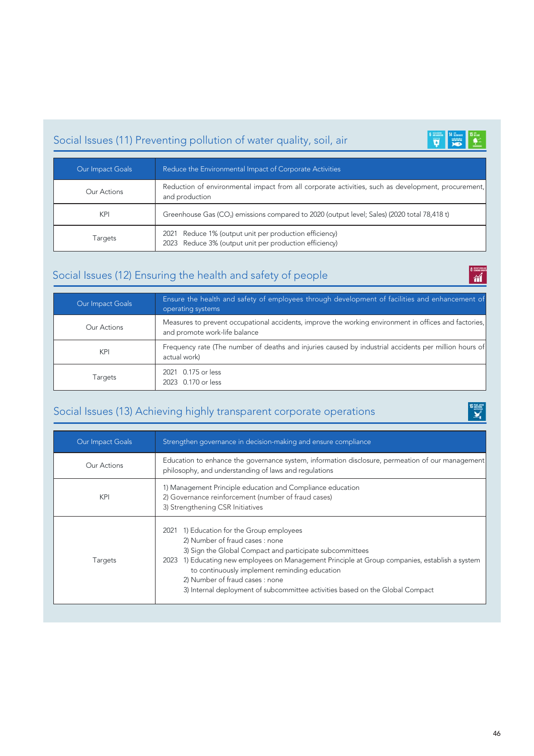## Social Issues (11) Preventing pollution of water quality, soil, air

| Our Impact Goals | Reduce the Environmental Impact of Corporate Activities |
|---|---|
| Our Actions | Reduction of environmental impact from all corporate activities, such as development, procurement, and production |
| KPI | Greenhouse Gas ($CO_2$) emissions compared to 2020 (output level; Sales) (2020 total 78,418 t) |
| Targets | 2021 Reduce 1% (output unit per production efficiency)<br>2023 Reduce 3% (output unit per production efficiency) |

## Social Issues (12) Ensuring the health and safety of people

| Our Impact Goals | Ensure the health and safety of employees through development of facilities and enhancement of operating systems |
|---|---|
| Our Actions | Measures to prevent occupational accidents, improve the working environment in offices and factories, and promote work-life balance |
| KPI | Frequency rate (The number of deaths and injuries caused by industrial accidents per million hours of actual work) |
| Targets | 2021 0.175 or less<br>2023 0.170 or less |

## Social Issues (13) Achieving highly transparent corporate operations

| Our Impact Goals | Strengthen governance in decision-making and ensure compliance |
|---|---|
| Our Actions | Education to enhance the governance system, information disclosure, permeation of our management philosophy, and understanding of laws and regulations |
| KPI | 1) Management Principle education and Compliance education<br>2) Governance reinforcement (number of fraud cases)<br>3) Strengthening CSR Initiatives |
| Targets | 2021 1) Education for the Group employees<br>2) Number of fraud cases : none<br>3) Sign the Global Compact and participate subcommittees<br>2023 1) Educating new employees on Management Principle at Group companies, establish a system to continuously implement reminding education<br>2) Number of fraud cases : none<br>3) Internal deployment of subcommittee activities based on the Global Compact |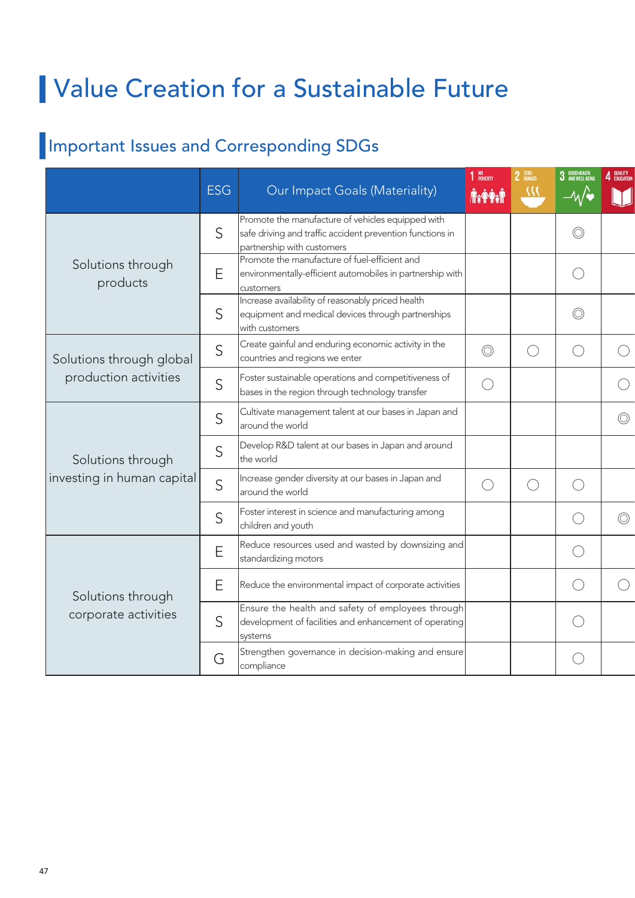# Value Creation for a Sustainable Future

## Important Issues and Corresponding SDGs

| | ESG | Our Impact Goals (Materiality) | 1 NO POVERTY | 2 ZERO HUNGER | 3 GOOD HEALTH AND WELL-BEING | 4 QUALITY EDUCATION |
|---|---|---|---|---|---|---|
| Solutions through products | S | Promote the manufacture of vehicles equipped with safe driving and traffic accident prevention functions in partnership with customers | | | ◎ | |
| | E | Promote the manufacture of fuel-efficient and environmentally-efficient automobiles in partnership with customers | | | ○ | |
| | S | Increase availability of reasonably priced health equipment and medical devices through partnerships with customers | | | ◎ | |
| Solutions through global production activities | S | Create gainful and enduring economic activity in the countries and regions we enter | ◎ | ○ | ○ | ○ |
| | S | Foster sustainable operations and competitiveness of bases in the region through technology transfer | ○ | | | ○ |
| Solutions through investing in human capital | S | Cultivate management talent at our bases in Japan and around the world | | | | ◎ |
| | S | Develop R&D talent at our bases in Japan and around the world | | | | |
| | S | Increase gender diversity at our bases in Japan and around the world | ○ | ○ | ○ | |
| | S | Foster interest in science and manufacturing among children and youth | | | ○ | ◎ |
| Solutions through corporate activities | E | Reduce resources used and wasted by downsizing and standardizing motors | | | ○ | |
| | E | Reduce the environmental impact of corporate activities | | | ○ | ○ |
| | S | Ensure the health and safety of employees through development of facilities and enhancement of operating systems | | | ○ | |
| | G | Strengthen governance in decision-making and ensure compliance | | | ○ | |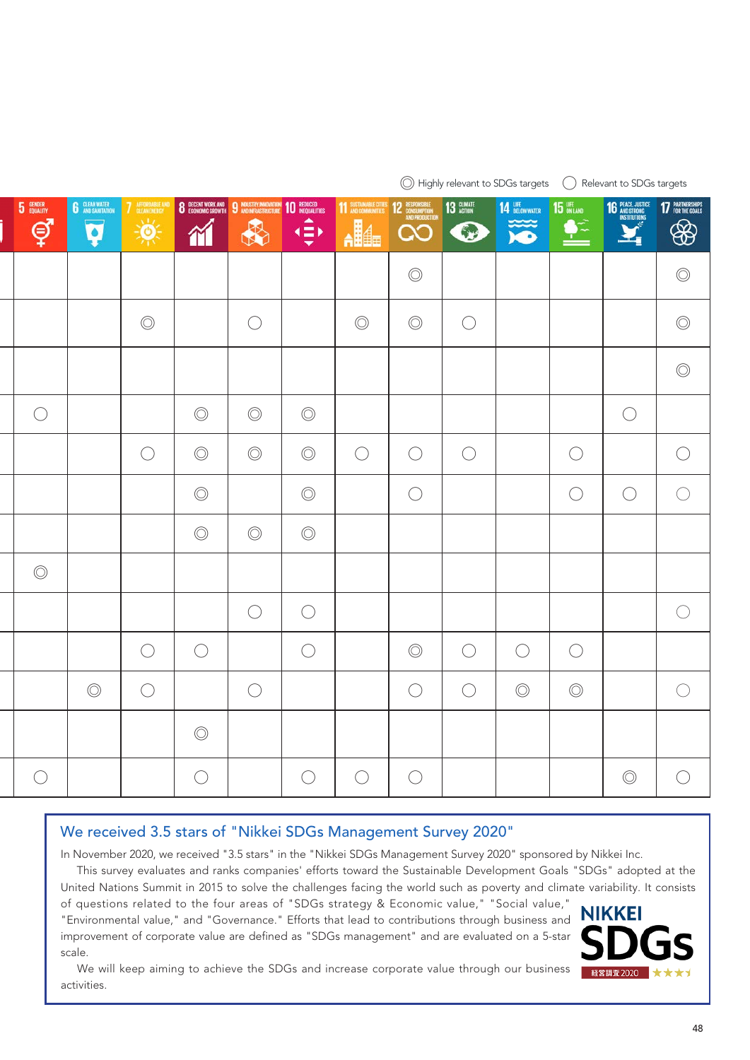◎ Highly relevant to SDGs targets ○ Relevant to SDGs targets

| 5 GENDER EQUALITY | 6 CLEAN WATER AND SANITATION | 7 AFFORDABLE AND CLEAN ENERGY | 8 DECENT WORK AND ECONOMIC GROWTH | 9 INDUSTRY, INNOVATION AND INFRASTRUCTURE | 10 REDUCED INEQUALITIES | 11 SUSTAINABLE CITIES AND COMMUNITIES | 12 RESPONSIBLE CONSUMPTION AND PRODUCTION | 13 CLIMATE ACTION | 14 LIFE BELOW WATER | 15 LIFE ON LAND | 16 PEACE, JUSTICE AND STRONG INSTITUTIONS | 17 PARTNERSHIPS FOR THE GOALS |
|---|---|---|---|---|---|---|---|---|---|---|---|---|
| | | | | | | | ◎ | | | | | ◎ |
| | | ◎ | | ○ | | ◎ | ◎ | ○ | | | | ◎ |
| | | | | | | | | | | | | ◎ |
| ○ | | | ◎ | ◎ | ◎ | | | | | | ○ | |
| | | ○ | ◎ | ◎ | ◎ | ○ | ○ | ○ | | ○ | | ○ |
| | | | ◎ | | ◎ | | ○ | | | ○ | ○ | ○ |
| | | | ◎ | ◎ | ◎ | | | | | | | |
| ◎ | | | | | | | | | | | | |
| | | | | ○ | ○ | | | | | | | ○ |
| | | ○ | ○ | | ○ | | ◎ | ○ | ○ | ○ | | |
| | ◎ | ○ | | ○ | | | ○ | ○ | ◎ | ◎ | | ○ |
| | | | ◎ | | | | | | | | | |
| ○ | | | ○ | | ○ | ○ | ○ | | | | ◎ | ○ |

## We received 3.5 stars of "Nikkei SDGs Management Survey 2020"

In November 2020, we received "3.5 stars" in the "Nikkei SDGs Management Survey 2020" sponsored by Nikkei Inc.

This survey evaluates and ranks companies' efforts toward the Sustainable Development Goals "SDGs" adopted at the United Nations Summit in 2015 to solve the challenges facing the world such as poverty and climate variability. It consists of questions related to the four areas of "SDGs strategy & Economic value," "Social value," "Environmental value," and "Governance." Efforts that lead to contributions through business and improvement of corporate value are defined as "SDGs management" and are evaluated on a 5-star scale.

We will keep aiming to achieve the SDGs and increase corporate value through our business activities.

NIKKEI SDGs 経営調査2020 ★★★